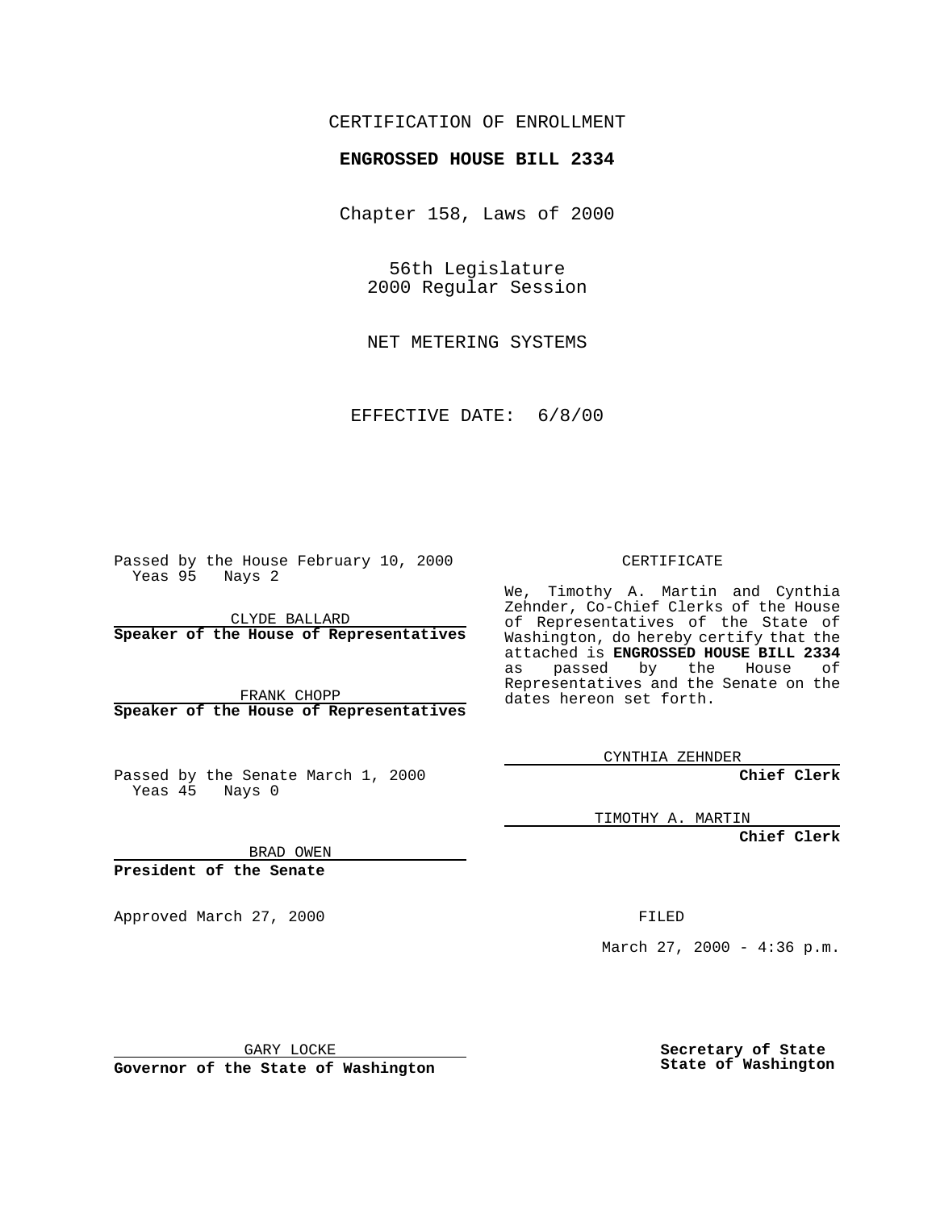CERTIFICATION OF ENROLLMENT

**ENGROSSED HOUSE BILL 2334**

Chapter 158, Laws of 2000

56th Legislature
2000 Regular Session

NET METERING SYSTEMS

EFFECTIVE DATE: 6/8/00

Passed by the House February 10, 2000
Yeas 95 Nays 2

CLYDE BALLARD
**Speaker of the House of Representatives**

FRANK CHOPP
**Speaker of the House of Representatives**

Passed by the Senate March 1, 2000
Yeas 45 Nays 0

BRAD OWEN
**President of the Senate**

Approved March 27, 2000

GARY LOCKE
**Governor of the State of Washington**

CERTIFICATE

We, Timothy A. Martin and Cynthia Zehnder, Co-Chief Clerks of the House of Representatives of the State of Washington, do hereby certify that the attached is **ENGROSSED HOUSE BILL 2334** as passed by the House of Representatives and the Senate on the dates hereon set forth.

CYNTHIA ZEHNDER
**Chief Clerk**

TIMOTHY A. MARTIN
**Chief Clerk**

FILED

March 27, 2000 - 4:36 p.m.

**Secretary of State**
**State of Washington**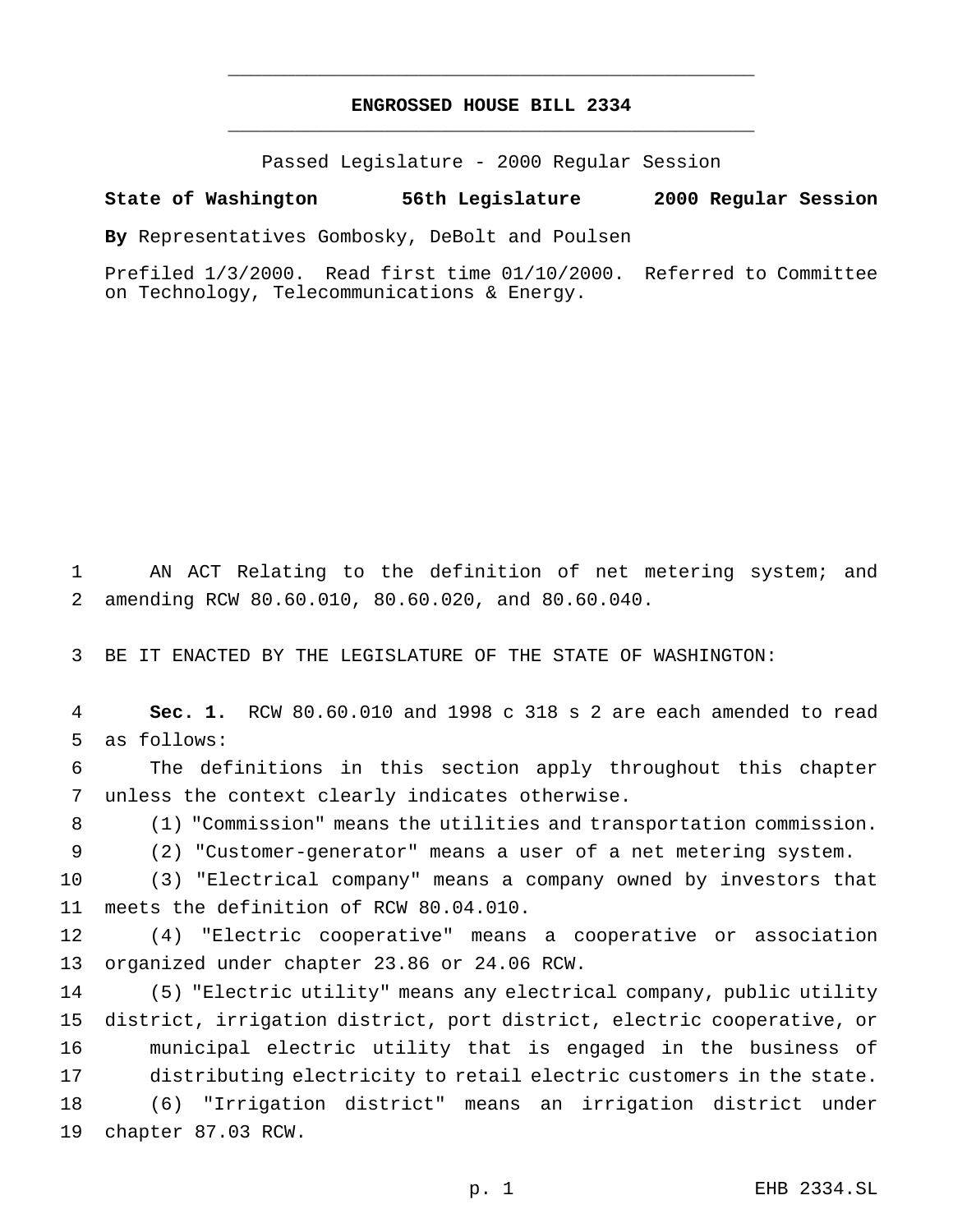# ENGROSSED HOUSE BILL 2334

Passed Legislature - 2000 Regular Session

**State of Washington 56th Legislature 2000 Regular Session**

**By** Representatives Gombosky, DeBolt and Poulsen

Prefiled 1/3/2000. Read first time 01/10/2000. Referred to Committee on Technology, Telecommunications & Energy.

AN ACT Relating to the definition of net metering system; and amending RCW 80.60.010, 80.60.020, and 80.60.040.

BE IT ENACTED BY THE LEGISLATURE OF THE STATE OF WASHINGTON:

**Sec. 1.** RCW 80.60.010 and 1998 c 318 s 2 are each amended to read as follows:

The definitions in this section apply throughout this chapter unless the context clearly indicates otherwise.

(1) "Commission" means the utilities and transportation commission.

(2) "Customer-generator" means a user of a net metering system.

(3) "Electrical company" means a company owned by investors that meets the definition of RCW 80.04.010.

(4) "Electric cooperative" means a cooperative or association organized under chapter 23.86 or 24.06 RCW.

(5) "Electric utility" means any electrical company, public utility district, irrigation district, port district, electric cooperative, or municipal electric utility that is engaged in the business of distributing electricity to retail electric customers in the state.

(6) "Irrigation district" means an irrigation district under chapter 87.03 RCW.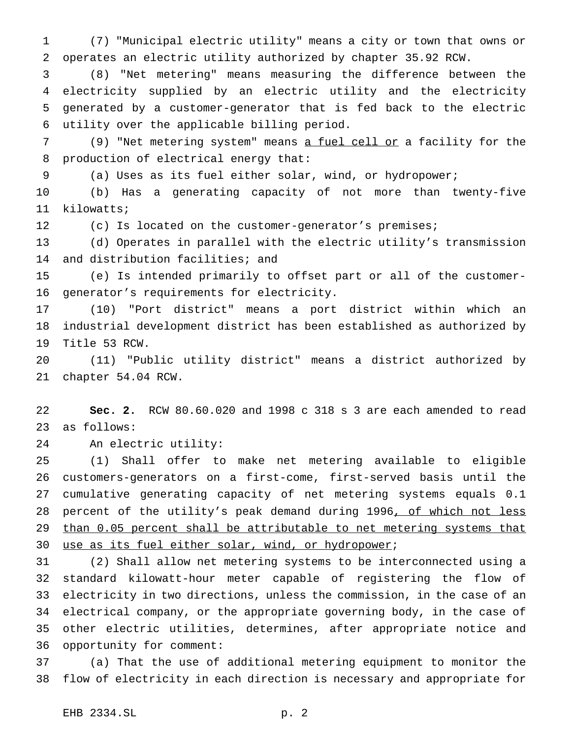(7) "Municipal electric utility" means a city or town that owns or operates an electric utility authorized by chapter 35.92 RCW.

(8) "Net metering" means measuring the difference between the electricity supplied by an electric utility and the electricity generated by a customer-generator that is fed back to the electric utility over the applicable billing period.

(9) "Net metering system" means <u>a fuel cell or</u> a facility for the production of electrical energy that:

(a) Uses as its fuel either solar, wind, or hydropower;

(b) Has a generating capacity of not more than twenty-five kilowatts;

(c) Is located on the customer-generator's premises;

(d) Operates in parallel with the electric utility's transmission and distribution facilities; and

(e) Is intended primarily to offset part or all of the customer-generator's requirements for electricity.

(10) "Port district" means a port district within which an industrial development district has been established as authorized by Title 53 RCW.

(11) "Public utility district" means a district authorized by chapter 54.04 RCW.

**Sec. 2.** RCW 80.60.020 and 1998 c 318 s 3 are each amended to read as follows:

An electric utility:

(1) Shall offer to make net metering available to eligible customers-generators on a first-come, first-served basis until the cumulative generating capacity of net metering systems equals 0.1 percent of the utility's peak demand during 1996<u>, of which not less than 0.05 percent shall be attributable to net metering systems that use as its fuel either solar, wind, or hydropower</u>;

(2) Shall allow net metering systems to be interconnected using a standard kilowatt-hour meter capable of registering the flow of electricity in two directions, unless the commission, in the case of an electrical company, or the appropriate governing body, in the case of other electric utilities, determines, after appropriate notice and opportunity for comment:

(a) That the use of additional metering equipment to monitor the flow of electricity in each direction is necessary and appropriate for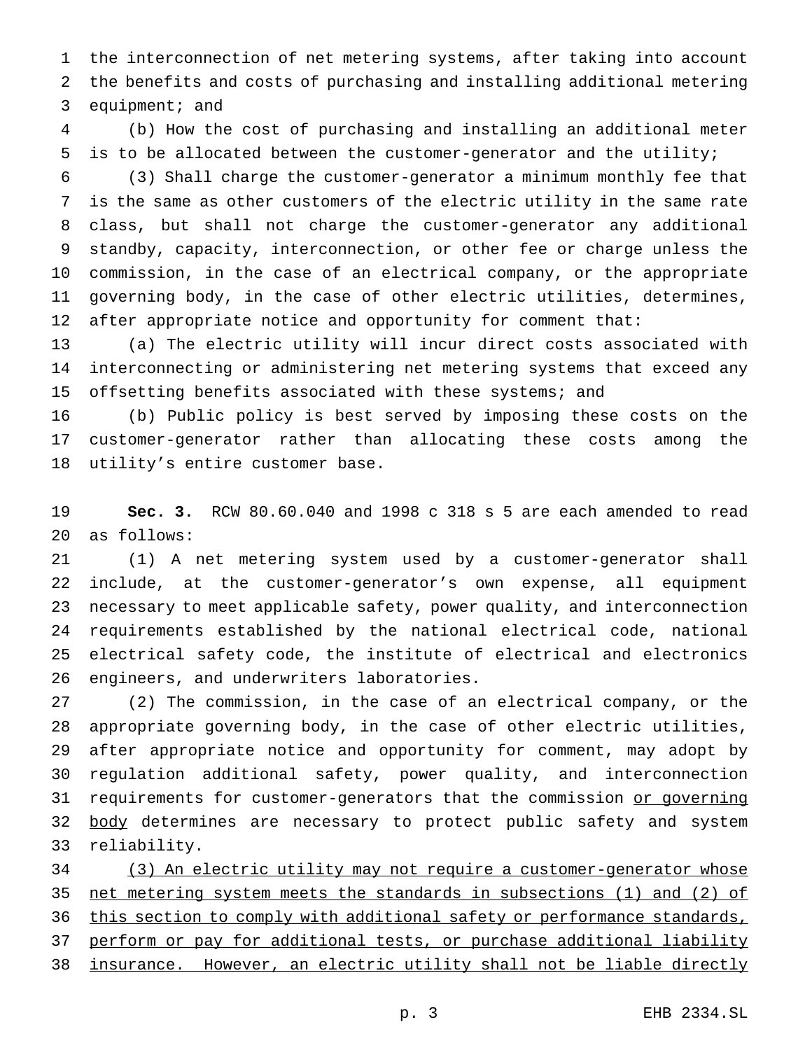the interconnection of net metering systems, after taking into account the benefits and costs of purchasing and installing additional metering equipment; and

(b) How the cost of purchasing and installing an additional meter is to be allocated between the customer-generator and the utility;

(3) Shall charge the customer-generator a minimum monthly fee that is the same as other customers of the electric utility in the same rate class, but shall not charge the customer-generator any additional standby, capacity, interconnection, or other fee or charge unless the commission, in the case of an electrical company, or the appropriate governing body, in the case of other electric utilities, determines, after appropriate notice and opportunity for comment that:

(a) The electric utility will incur direct costs associated with interconnecting or administering net metering systems that exceed any offsetting benefits associated with these systems; and

(b) Public policy is best served by imposing these costs on the customer-generator rather than allocating these costs among the utility's entire customer base.

**Sec. 3.** RCW 80.60.040 and 1998 c 318 s 5 are each amended to read as follows:

(1) A net metering system used by a customer-generator shall include, at the customer-generator's own expense, all equipment necessary to meet applicable safety, power quality, and interconnection requirements established by the national electrical code, national electrical safety code, the institute of electrical and electronics engineers, and underwriters laboratories.

(2) The commission, in the case of an electrical company, or the appropriate governing body, in the case of other electric utilities, after appropriate notice and opportunity for comment, may adopt by regulation additional safety, power quality, and interconnection requirements for customer-generators that the commission or governing body determines are necessary to protect public safety and system reliability.

(3) An electric utility may not require a customer-generator whose net metering system meets the standards in subsections (1) and (2) of this section to comply with additional safety or performance standards, perform or pay for additional tests, or purchase additional liability insurance. However, an electric utility shall not be liable directly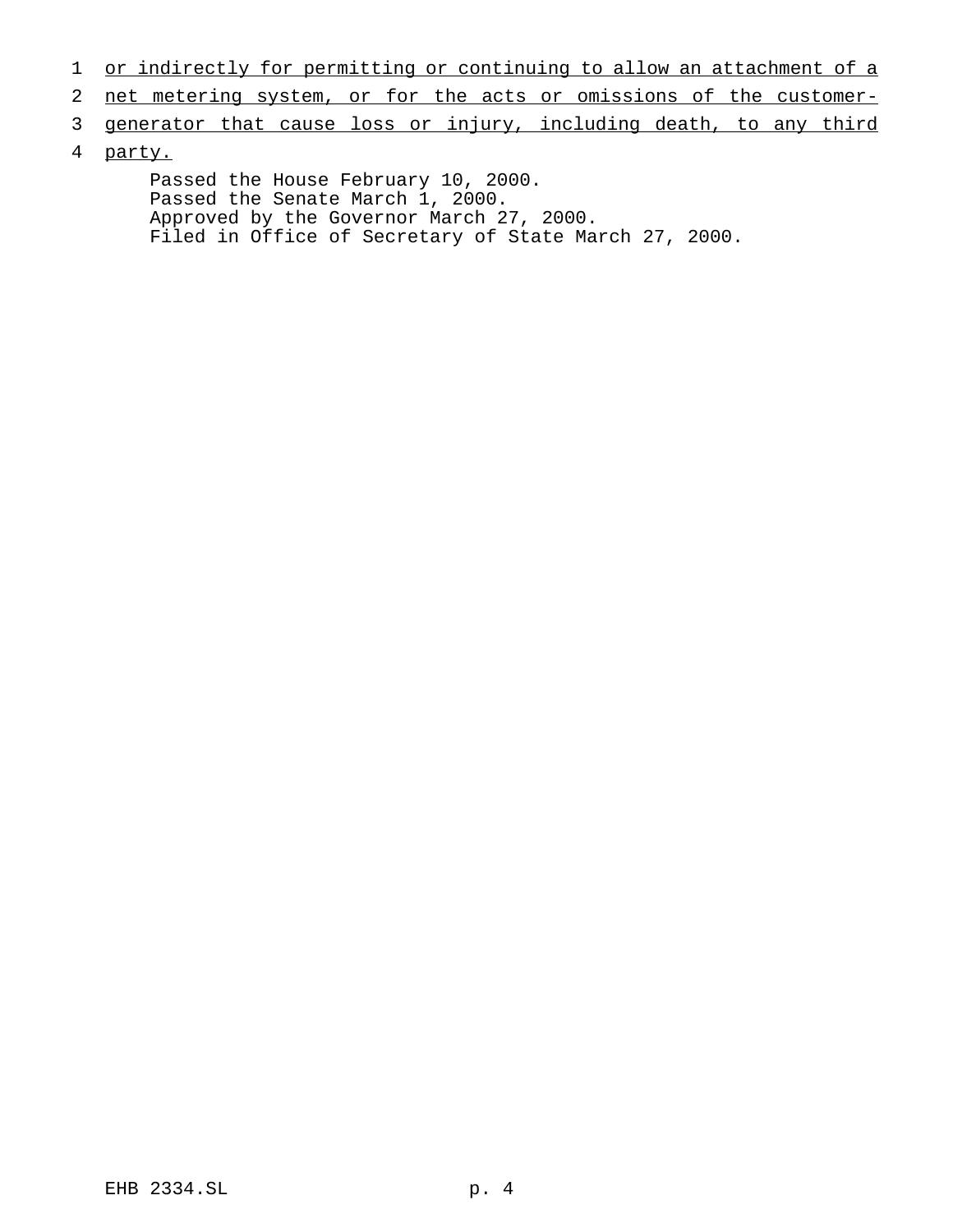or indirectly for permitting or continuing to allow an attachment of a net metering system, or for the acts or omissions of the customer-generator that cause loss or injury, including death, to any third party.

Passed the House February 10, 2000.
Passed the Senate March 1, 2000.
Approved by the Governor March 27, 2000.
Filed in Office of Secretary of State March 27, 2000.